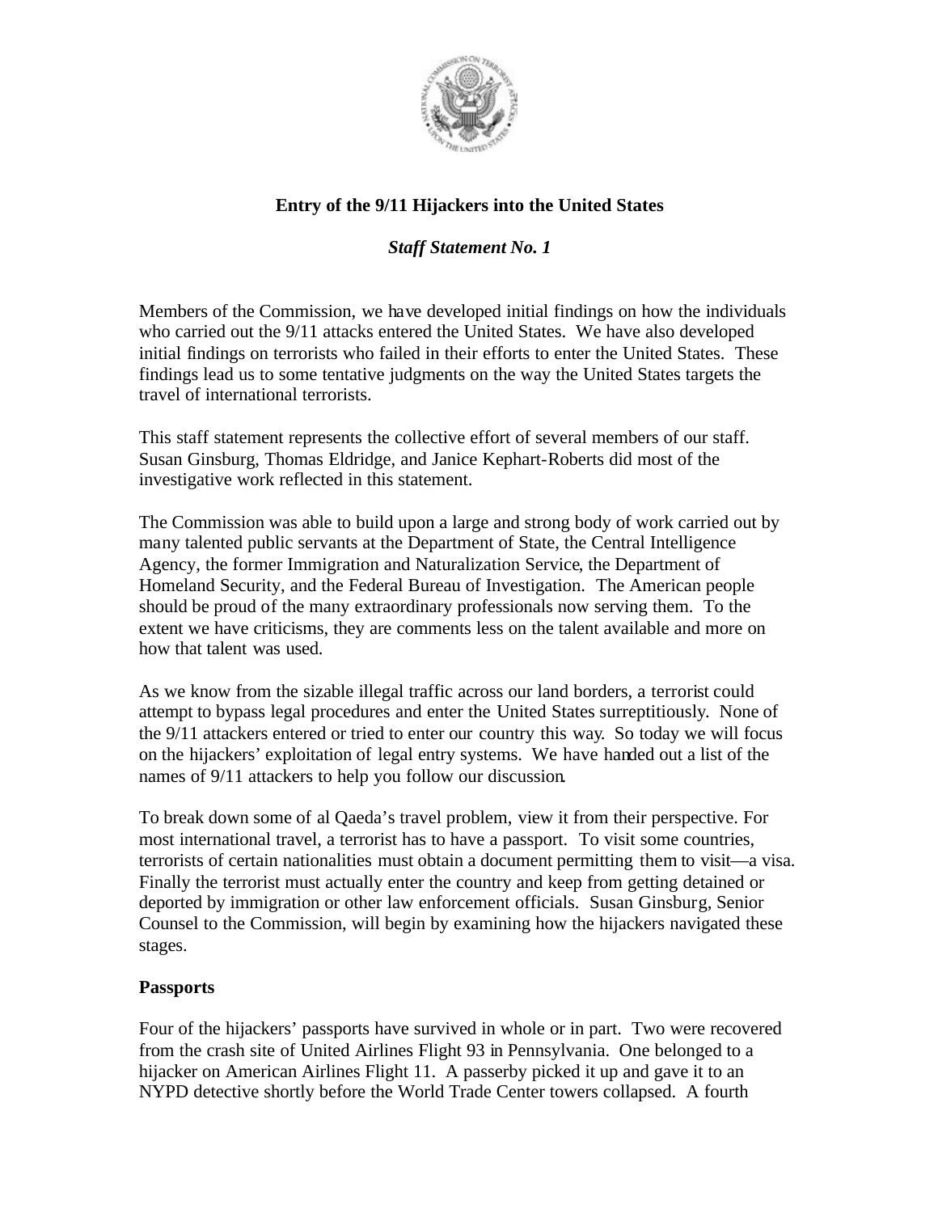# Entry of the 9/11 Hijackers into the United States

## *Staff Statement No. 1*

Members of the Commission, we have developed initial findings on how the individuals who carried out the 9/11 attacks entered the United States. We have also developed initial findings on terrorists who failed in their efforts to enter the United States. These findings lead us to some tentative judgments on the way the United States targets the travel of international terrorists.

This staff statement represents the collective effort of several members of our staff. Susan Ginsburg, Thomas Eldridge, and Janice Kephart-Roberts did most of the investigative work reflected in this statement.

The Commission was able to build upon a large and strong body of work carried out by many talented public servants at the Department of State, the Central Intelligence Agency, the former Immigration and Naturalization Service, the Department of Homeland Security, and the Federal Bureau of Investigation. The American people should be proud of the many extraordinary professionals now serving them. To the extent we have criticisms, they are comments less on the talent available and more on how that talent was used.

As we know from the sizable illegal traffic across our land borders, a terrorist could attempt to bypass legal procedures and enter the United States surreptitiously. None of the 9/11 attackers entered or tried to enter our country this way. So today we will focus on the hijackers' exploitation of legal entry systems. We have handed out a list of the names of 9/11 attackers to help you follow our discussion.

To break down some of al Qaeda's travel problem, view it from their perspective. For most international travel, a terrorist has to have a passport. To visit some countries, terrorists of certain nationalities must obtain a document permitting them to visit—a visa. Finally the terrorist must actually enter the country and keep from getting detained or deported by immigration or other law enforcement officials. Susan Ginsburg, Senior Counsel to the Commission, will begin by examining how the hijackers navigated these stages.

### Passports

Four of the hijackers' passports have survived in whole or in part. Two were recovered from the crash site of United Airlines Flight 93 in Pennsylvania. One belonged to a hijacker on American Airlines Flight 11. A passerby picked it up and gave it to an NYPD detective shortly before the World Trade Center towers collapsed. A fourth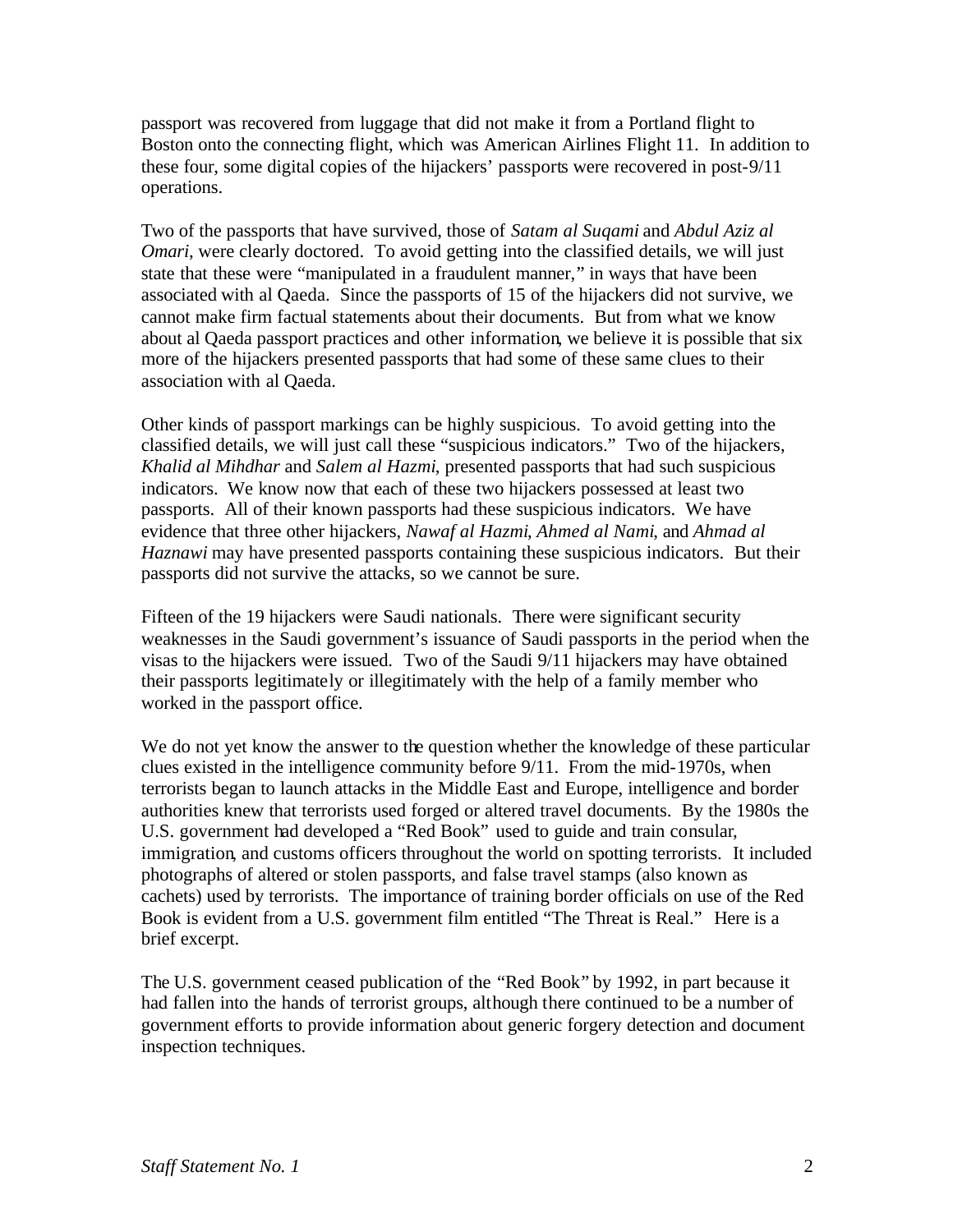passport was recovered from luggage that did not make it from a Portland flight to Boston onto the connecting flight, which was American Airlines Flight 11. In addition to these four, some digital copies of the hijackers' passports were recovered in post-9/11 operations.

Two of the passports that have survived, those of *Satam al Suqami* and *Abdul Aziz al Omari*, were clearly doctored. To avoid getting into the classified details, we will just state that these were "manipulated in a fraudulent manner," in ways that have been associated with al Qaeda. Since the passports of 15 of the hijackers did not survive, we cannot make firm factual statements about their documents. But from what we know about al Qaeda passport practices and other information, we believe it is possible that six more of the hijackers presented passports that had some of these same clues to their association with al Qaeda.

Other kinds of passport markings can be highly suspicious. To avoid getting into the classified details, we will just call these "suspicious indicators." Two of the hijackers, *Khalid al Mihdhar* and *Salem al Hazmi*, presented passports that had such suspicious indicators. We know now that each of these two hijackers possessed at least two passports. All of their known passports had these suspicious indicators. We have evidence that three other hijackers, *Nawaf al Hazmi*, *Ahmed al Nami*, and *Ahmad al Haznawi* may have presented passports containing these suspicious indicators. But their passports did not survive the attacks, so we cannot be sure.

Fifteen of the 19 hijackers were Saudi nationals. There were significant security weaknesses in the Saudi government's issuance of Saudi passports in the period when the visas to the hijackers were issued. Two of the Saudi 9/11 hijackers may have obtained their passports legitimately or illegitimately with the help of a family member who worked in the passport office.

We do not yet know the answer to the question whether the knowledge of these particular clues existed in the intelligence community before 9/11. From the mid-1970s, when terrorists began to launch attacks in the Middle East and Europe, intelligence and border authorities knew that terrorists used forged or altered travel documents. By the 1980s the U.S. government had developed a "Red Book" used to guide and train consular, immigration, and customs officers throughout the world on spotting terrorists. It included photographs of altered or stolen passports, and false travel stamps (also known as cachets) used by terrorists. The importance of training border officials on use of the Red Book is evident from a U.S. government film entitled "The Threat is Real." Here is a brief excerpt.

The U.S. government ceased publication of the "Red Book" by 1992, in part because it had fallen into the hands of terrorist groups, although there continued to be a number of government efforts to provide information about generic forgery detection and document inspection techniques.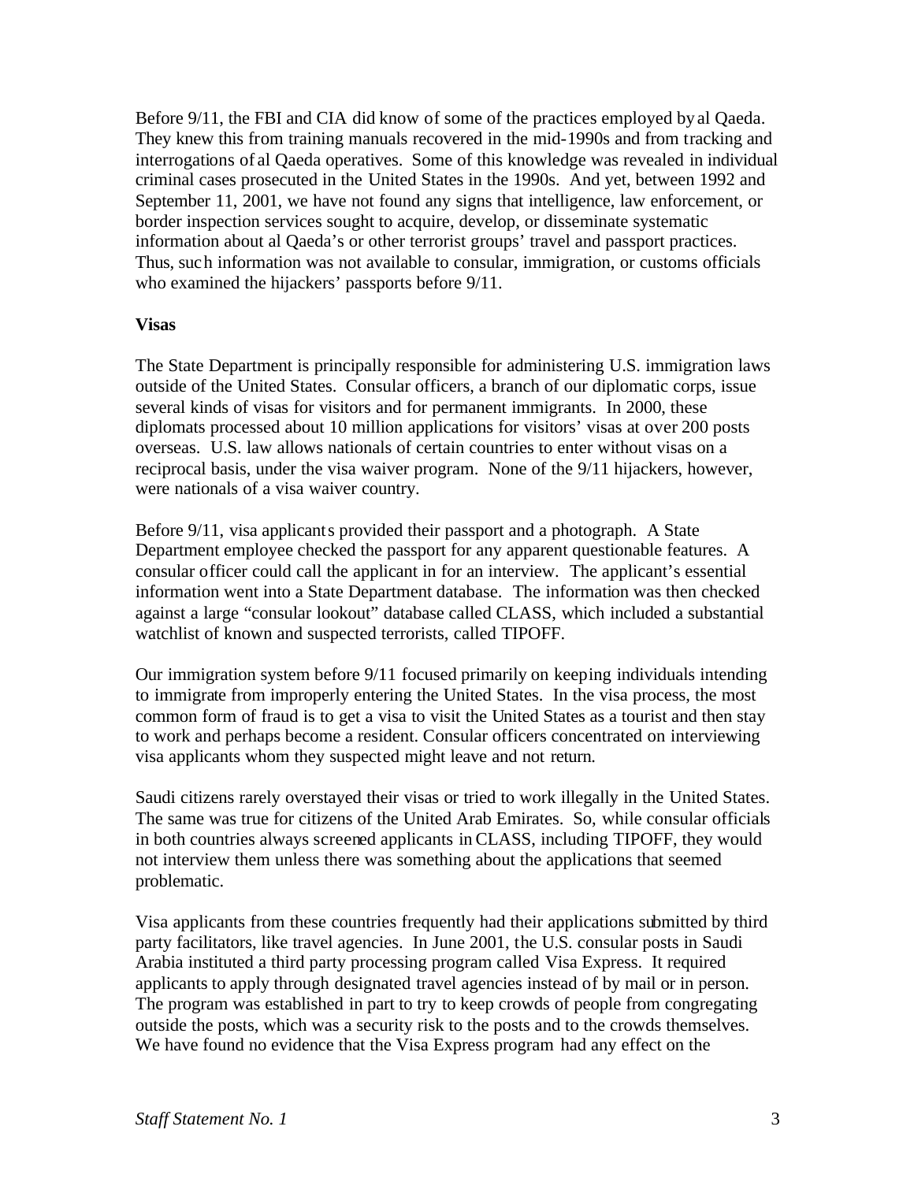Before 9/11, the FBI and CIA did know of some of the practices employed by al Qaeda. They knew this from training manuals recovered in the mid-1990s and from tracking and interrogations of al Qaeda operatives. Some of this knowledge was revealed in individual criminal cases prosecuted in the United States in the 1990s. And yet, between 1992 and September 11, 2001, we have not found any signs that intelligence, law enforcement, or border inspection services sought to acquire, develop, or disseminate systematic information about al Qaeda's or other terrorist groups' travel and passport practices. Thus, such information was not available to consular, immigration, or customs officials who examined the hijackers' passports before 9/11.

**Visas**

The State Department is principally responsible for administering U.S. immigration laws outside of the United States. Consular officers, a branch of our diplomatic corps, issue several kinds of visas for visitors and for permanent immigrants. In 2000, these diplomats processed about 10 million applications for visitors' visas at over 200 posts overseas. U.S. law allows nationals of certain countries to enter without visas on a reciprocal basis, under the visa waiver program. None of the 9/11 hijackers, however, were nationals of a visa waiver country.

Before 9/11, visa applicants provided their passport and a photograph. A State Department employee checked the passport for any apparent questionable features. A consular officer could call the applicant in for an interview. The applicant's essential information went into a State Department database. The information was then checked against a large "consular lookout" database called CLASS, which included a substantial watchlist of known and suspected terrorists, called TIPOFF.

Our immigration system before 9/11 focused primarily on keeping individuals intending to immigrate from improperly entering the United States. In the visa process, the most common form of fraud is to get a visa to visit the United States as a tourist and then stay to work and perhaps become a resident. Consular officers concentrated on interviewing visa applicants whom they suspected might leave and not return.

Saudi citizens rarely overstayed their visas or tried to work illegally in the United States. The same was true for citizens of the United Arab Emirates. So, while consular officials in both countries always screened applicants in CLASS, including TIPOFF, they would not interview them unless there was something about the applications that seemed problematic.

Visa applicants from these countries frequently had their applications submitted by third party facilitators, like travel agencies. In June 2001, the U.S. consular posts in Saudi Arabia instituted a third party processing program called Visa Express. It required applicants to apply through designated travel agencies instead of by mail or in person. The program was established in part to try to keep crowds of people from congregating outside the posts, which was a security risk to the posts and to the crowds themselves. We have found no evidence that the Visa Express program had any effect on the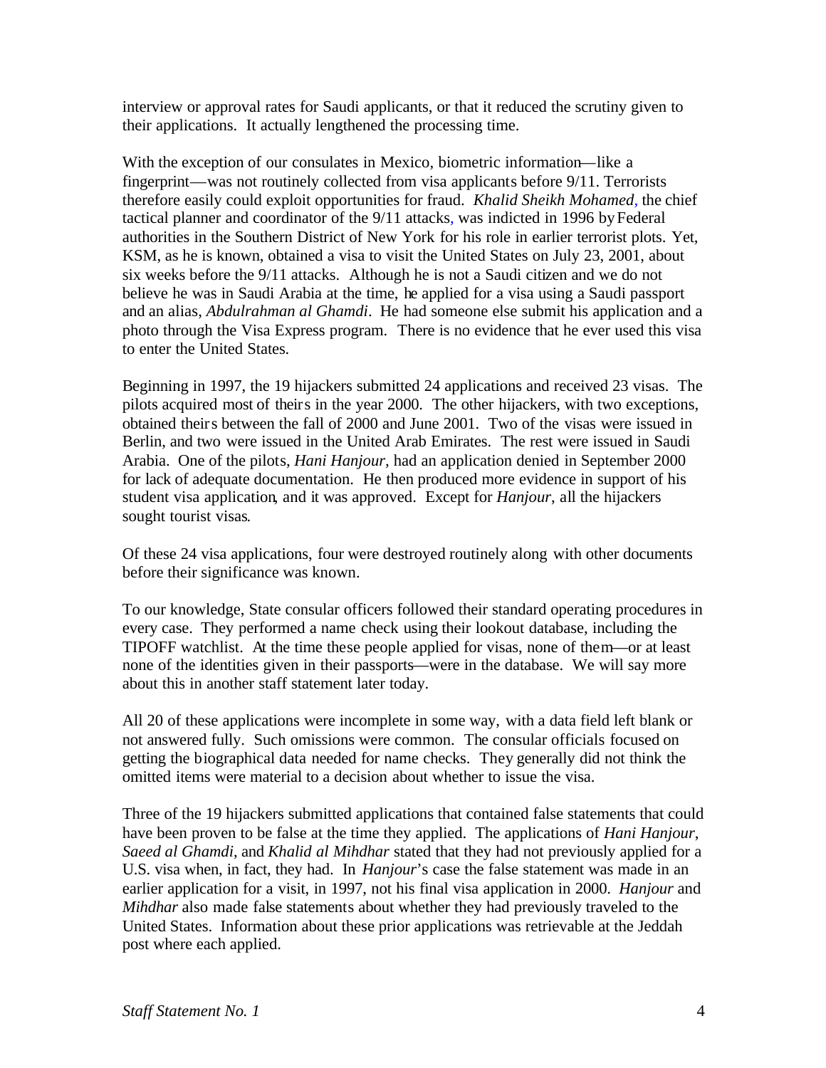interview or approval rates for Saudi applicants, or that it reduced the scrutiny given to their applications. It actually lengthened the processing time.

With the exception of our consulates in Mexico, biometric information—like a fingerprint—was not routinely collected from visa applicants before 9/11. Terrorists therefore easily could exploit opportunities for fraud. *Khalid Sheikh Mohamed*, the chief tactical planner and coordinator of the 9/11 attacks, was indicted in 1996 by Federal authorities in the Southern District of New York for his role in earlier terrorist plots. Yet, KSM, as he is known, obtained a visa to visit the United States on July 23, 2001, about six weeks before the 9/11 attacks. Although he is not a Saudi citizen and we do not believe he was in Saudi Arabia at the time, he applied for a visa using a Saudi passport and an alias, *Abdulrahman al Ghamdi*. He had someone else submit his application and a photo through the Visa Express program. There is no evidence that he ever used this visa to enter the United States.

Beginning in 1997, the 19 hijackers submitted 24 applications and received 23 visas. The pilots acquired most of theirs in the year 2000. The other hijackers, with two exceptions, obtained theirs between the fall of 2000 and June 2001. Two of the visas were issued in Berlin, and two were issued in the United Arab Emirates. The rest were issued in Saudi Arabia. One of the pilots, *Hani Hanjour*, had an application denied in September 2000 for lack of adequate documentation. He then produced more evidence in support of his student visa application, and it was approved. Except for *Hanjour*, all the hijackers sought tourist visas.

Of these 24 visa applications, four were destroyed routinely along with other documents before their significance was known.

To our knowledge, State consular officers followed their standard operating procedures in every case. They performed a name check using their lookout database, including the TIPOFF watchlist. At the time these people applied for visas, none of them—or at least none of the identities given in their passports—were in the database. We will say more about this in another staff statement later today.

All 20 of these applications were incomplete in some way, with a data field left blank or not answered fully. Such omissions were common. The consular officials focused on getting the biographical data needed for name checks. They generally did not think the omitted items were material to a decision about whether to issue the visa.

Three of the 19 hijackers submitted applications that contained false statements that could have been proven to be false at the time they applied. The applications of *Hani Hanjour*, *Saeed al Ghamdi*, and *Khalid al Mihdhar* stated that they had not previously applied for a U.S. visa when, in fact, they had. In *Hanjour*'s case the false statement was made in an earlier application for a visit, in 1997, not his final visa application in 2000. *Hanjour* and *Mihdhar* also made false statements about whether they had previously traveled to the United States. Information about these prior applications was retrievable at the Jeddah post where each applied.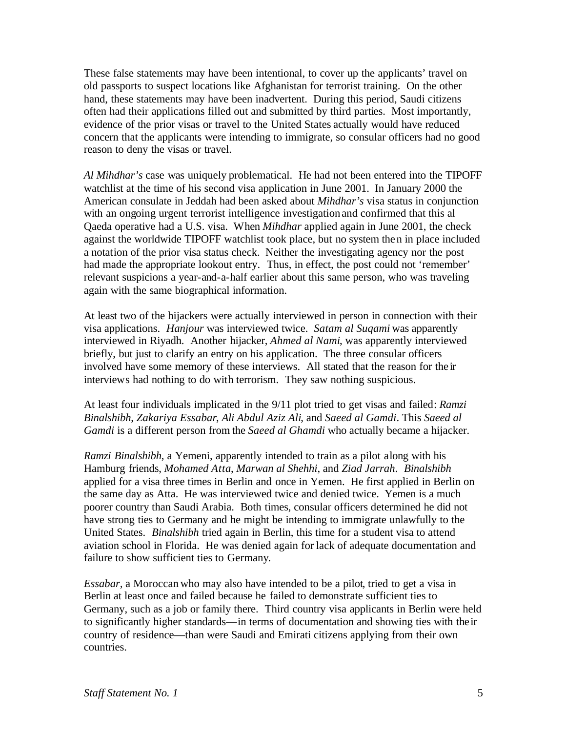These false statements may have been intentional, to cover up the applicants' travel on old passports to suspect locations like Afghanistan for terrorist training. On the other hand, these statements may have been inadvertent. During this period, Saudi citizens often had their applications filled out and submitted by third parties. Most importantly, evidence of the prior visas or travel to the United States actually would have reduced concern that the applicants were intending to immigrate, so consular officers had no good reason to deny the visas or travel.

*Al Mihdhar's* case was uniquely problematical. He had not been entered into the TIPOFF watchlist at the time of his second visa application in June 2001. In January 2000 the American consulate in Jeddah had been asked about *Mihdhar's* visa status in conjunction with an ongoing urgent terrorist intelligence investigation and confirmed that this al Qaeda operative had a U.S. visa. When *Mihdhar* applied again in June 2001, the check against the worldwide TIPOFF watchlist took place, but no system then in place included a notation of the prior visa status check. Neither the investigating agency nor the post had made the appropriate lookout entry. Thus, in effect, the post could not 'remember' relevant suspicions a year-and-a-half earlier about this same person, who was traveling again with the same biographical information.

At least two of the hijackers were actually interviewed in person in connection with their visa applications. *Hanjour* was interviewed twice. *Satam al Suqami* was apparently interviewed in Riyadh. Another hijacker, *Ahmed al Nami*, was apparently interviewed briefly, but just to clarify an entry on his application. The three consular officers involved have some memory of these interviews. All stated that the reason for their interviews had nothing to do with terrorism. They saw nothing suspicious.

At least four individuals implicated in the 9/11 plot tried to get visas and failed: *Ramzi Binalshibh*, *Zakariya Essabar*, *Ali Abdul Aziz Ali*, and *Saeed al Gamdi*. This *Saeed al Gamdi* is a different person from the *Saeed al Ghamdi* who actually became a hijacker.

*Ramzi Binalshibh*, a Yemeni, apparently intended to train as a pilot along with his Hamburg friends, *Mohamed Atta*, *Marwan al Shehhi*, and *Ziad Jarrah*. *Binalshibh* applied for a visa three times in Berlin and once in Yemen. He first applied in Berlin on the same day as Atta. He was interviewed twice and denied twice. Yemen is a much poorer country than Saudi Arabia. Both times, consular officers determined he did not have strong ties to Germany and he might be intending to immigrate unlawfully to the United States. *Binalshibh* tried again in Berlin, this time for a student visa to attend aviation school in Florida. He was denied again for lack of adequate documentation and failure to show sufficient ties to Germany.

*Essabar*, a Moroccan who may also have intended to be a pilot, tried to get a visa in Berlin at least once and failed because he failed to demonstrate sufficient ties to Germany, such as a job or family there. Third country visa applicants in Berlin were held to significantly higher standards—in terms of documentation and showing ties with their country of residence—than were Saudi and Emirati citizens applying from their own countries.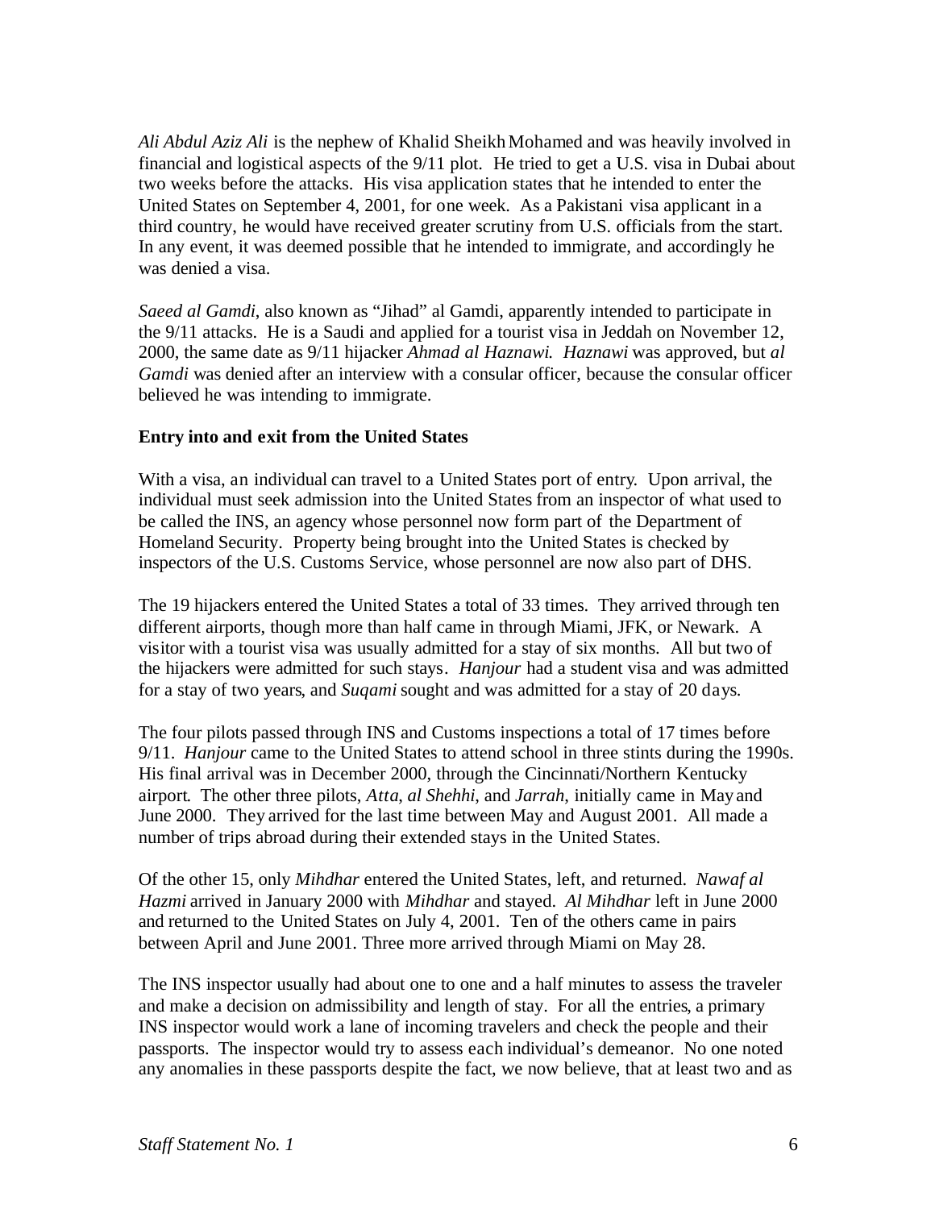*Ali Abdul Aziz Ali* is the nephew of Khalid Sheikh Mohamed and was heavily involved in financial and logistical aspects of the 9/11 plot. He tried to get a U.S. visa in Dubai about two weeks before the attacks. His visa application states that he intended to enter the United States on September 4, 2001, for one week. As a Pakistani visa applicant in a third country, he would have received greater scrutiny from U.S. officials from the start. In any event, it was deemed possible that he intended to immigrate, and accordingly he was denied a visa.

*Saeed al Gamdi*, also known as "Jihad" al Gamdi, apparently intended to participate in the 9/11 attacks. He is a Saudi and applied for a tourist visa in Jeddah on November 12, 2000, the same date as 9/11 hijacker *Ahmad al Haznawi. Haznawi* was approved, but *al Gamdi* was denied after an interview with a consular officer, because the consular officer believed he was intending to immigrate.

**Entry into and exit from the United States**

With a visa, an individual can travel to a United States port of entry. Upon arrival, the individual must seek admission into the United States from an inspector of what used to be called the INS, an agency whose personnel now form part of the Department of Homeland Security. Property being brought into the United States is checked by inspectors of the U.S. Customs Service, whose personnel are now also part of DHS.

The 19 hijackers entered the United States a total of 33 times. They arrived through ten different airports, though more than half came in through Miami, JFK, or Newark. A visitor with a tourist visa was usually admitted for a stay of six months. All but two of the hijackers were admitted for such stays. *Hanjour* had a student visa and was admitted for a stay of two years, and *Suqami* sought and was admitted for a stay of 20 days.

The four pilots passed through INS and Customs inspections a total of 17 times before 9/11. *Hanjour* came to the United States to attend school in three stints during the 1990s. His final arrival was in December 2000, through the Cincinnati/Northern Kentucky airport. The other three pilots, *Atta, al Shehhi*, and *Jarrah*, initially came in May and June 2000. They arrived for the last time between May and August 2001. All made a number of trips abroad during their extended stays in the United States.

Of the other 15, only *Mihdhar* entered the United States, left, and returned. *Nawaf al Hazmi* arrived in January 2000 with *Mihdhar* and stayed. *Al Mihdhar* left in June 2000 and returned to the United States on July 4, 2001. Ten of the others came in pairs between April and June 2001. Three more arrived through Miami on May 28.

The INS inspector usually had about one to one and a half minutes to assess the traveler and make a decision on admissibility and length of stay. For all the entries, a primary INS inspector would work a lane of incoming travelers and check the people and their passports. The inspector would try to assess each individual's demeanor. No one noted any anomalies in these passports despite the fact, we now believe, that at least two and as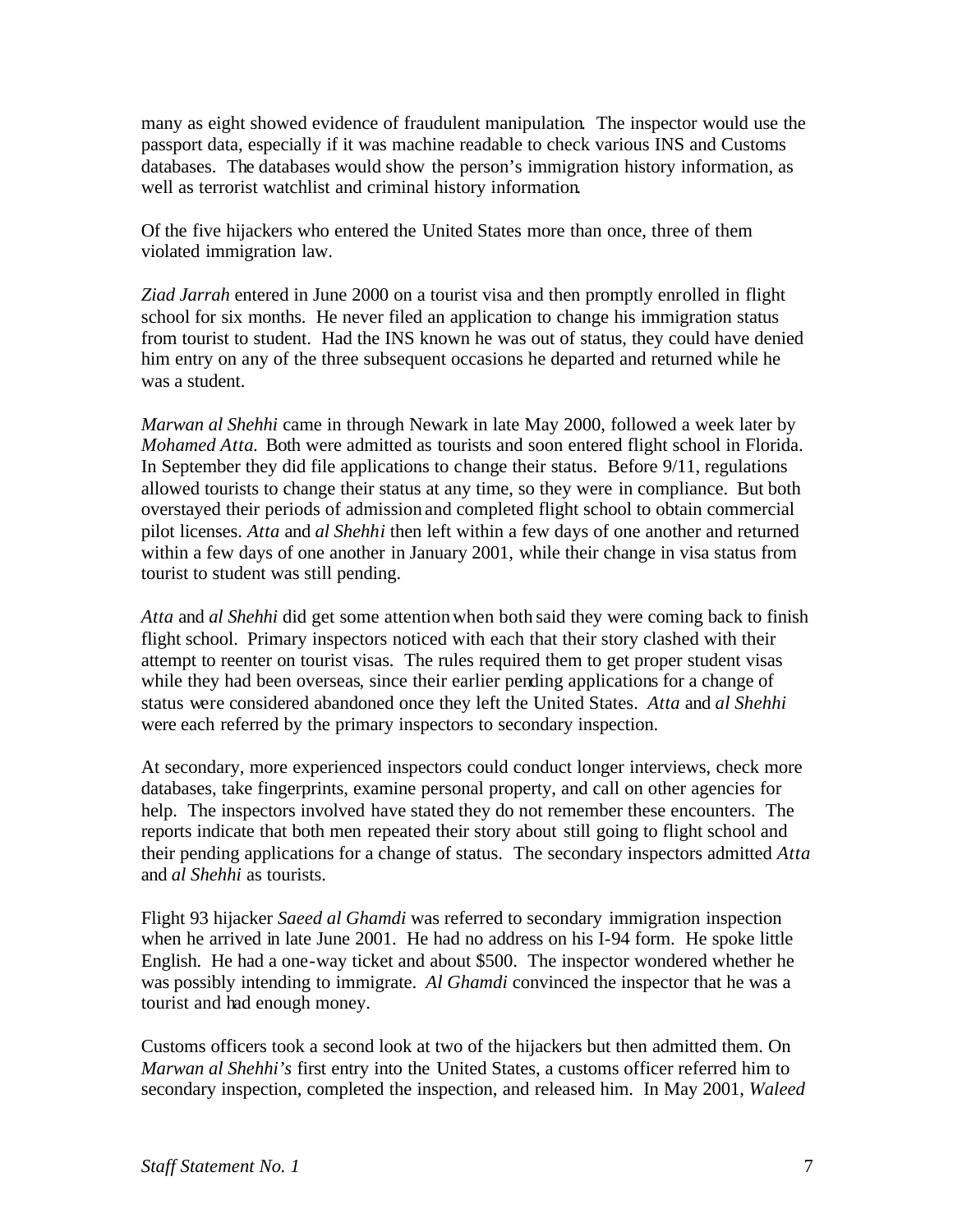many as eight showed evidence of fraudulent manipulation. The inspector would use the passport data, especially if it was machine readable to check various INS and Customs databases. The databases would show the person's immigration history information, as well as terrorist watchlist and criminal history information.

Of the five hijackers who entered the United States more than once, three of them violated immigration law.

*Ziad Jarrah* entered in June 2000 on a tourist visa and then promptly enrolled in flight school for six months. He never filed an application to change his immigration status from tourist to student. Had the INS known he was out of status, they could have denied him entry on any of the three subsequent occasions he departed and returned while he was a student.

*Marwan al Shehhi* came in through Newark in late May 2000, followed a week later by *Mohamed Atta*. Both were admitted as tourists and soon entered flight school in Florida. In September they did file applications to change their status. Before 9/11, regulations allowed tourists to change their status at any time, so they were in compliance. But both overstayed their periods of admission and completed flight school to obtain commercial pilot licenses. *Atta* and *al Shehhi* then left within a few days of one another and returned within a few days of one another in January 2001, while their change in visa status from tourist to student was still pending.

*Atta* and *al Shehhi* did get some attention when both said they were coming back to finish flight school. Primary inspectors noticed with each that their story clashed with their attempt to reenter on tourist visas. The rules required them to get proper student visas while they had been overseas, since their earlier pending applications for a change of status were considered abandoned once they left the United States. *Atta* and *al Shehhi* were each referred by the primary inspectors to secondary inspection.

At secondary, more experienced inspectors could conduct longer interviews, check more databases, take fingerprints, examine personal property, and call on other agencies for help. The inspectors involved have stated they do not remember these encounters. The reports indicate that both men repeated their story about still going to flight school and their pending applications for a change of status. The secondary inspectors admitted *Atta* and *al Shehhi* as tourists.

Flight 93 hijacker *Saeed al Ghamdi* was referred to secondary immigration inspection when he arrived in late June 2001. He had no address on his I-94 form. He spoke little English. He had a one-way ticket and about $500. The inspector wondered whether he was possibly intending to immigrate. *Al Ghamdi* convinced the inspector that he was a tourist and had enough money.

Customs officers took a second look at two of the hijackers but then admitted them. On *Marwan al Shehhi's* first entry into the United States, a customs officer referred him to secondary inspection, completed the inspection, and released him. In May 2001, *Waleed*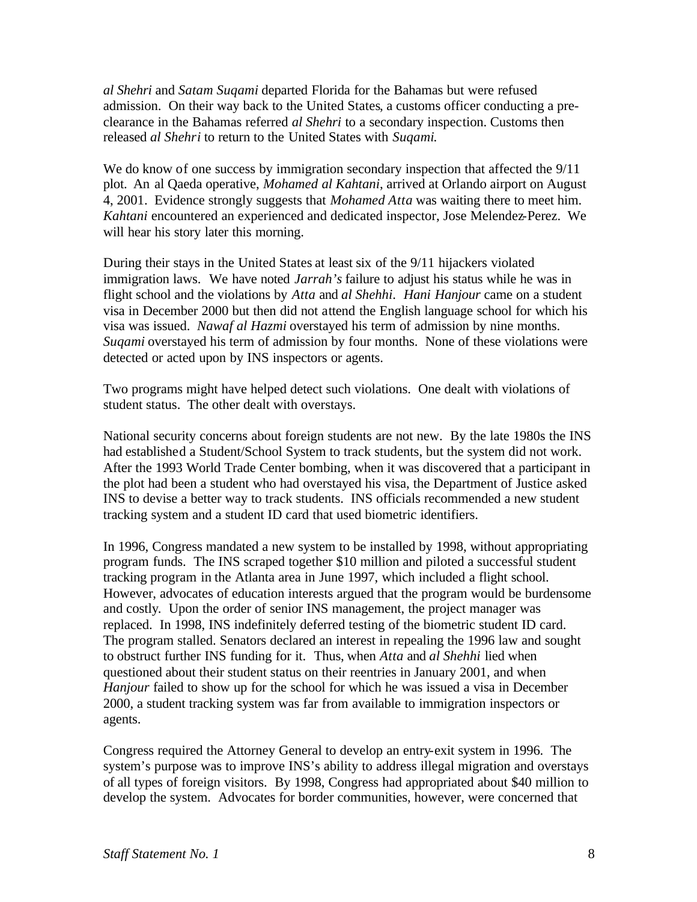*al Shehri* and *Satam Suqami* departed Florida for the Bahamas but were refused admission. On their way back to the United States, a customs officer conducting a pre-clearance in the Bahamas referred *al Shehri* to a secondary inspection. Customs then released *al Shehri* to return to the United States with *Suqami*.

We do know of one success by immigration secondary inspection that affected the 9/11 plot. An al Qaeda operative, *Mohamed al Kahtani*, arrived at Orlando airport on August 4, 2001. Evidence strongly suggests that *Mohamed Atta* was waiting there to meet him. *Kahtani* encountered an experienced and dedicated inspector, Jose Melendez-Perez. We will hear his story later this morning.

During their stays in the United States at least six of the 9/11 hijackers violated immigration laws. We have noted *Jarrah's* failure to adjust his status while he was in flight school and the violations by *Atta* and *al Shehhi*. *Hani Hanjour* came on a student visa in December 2000 but then did not attend the English language school for which his visa was issued. *Nawaf al Hazmi* overstayed his term of admission by nine months. *Suqami* overstayed his term of admission by four months. None of these violations were detected or acted upon by INS inspectors or agents.

Two programs might have helped detect such violations. One dealt with violations of student status. The other dealt with overstays.

National security concerns about foreign students are not new. By the late 1980s the INS had established a Student/School System to track students, but the system did not work. After the 1993 World Trade Center bombing, when it was discovered that a participant in the plot had been a student who had overstayed his visa, the Department of Justice asked INS to devise a better way to track students. INS officials recommended a new student tracking system and a student ID card that used biometric identifiers.

In 1996, Congress mandated a new system to be installed by 1998, without appropriating program funds. The INS scraped together $10 million and piloted a successful student tracking program in the Atlanta area in June 1997, which included a flight school. However, advocates of education interests argued that the program would be burdensome and costly. Upon the order of senior INS management, the project manager was replaced. In 1998, INS indefinitely deferred testing of the biometric student ID card. The program stalled. Senators declared an interest in repealing the 1996 law and sought to obstruct further INS funding for it. Thus, when *Atta* and *al Shehhi* lied when questioned about their student status on their reentries in January 2001, and when *Hanjour* failed to show up for the school for which he was issued a visa in December 2000, a student tracking system was far from available to immigration inspectors or agents.

Congress required the Attorney General to develop an entry-exit system in 1996. The system's purpose was to improve INS's ability to address illegal migration and overstays of all types of foreign visitors. By 1998, Congress had appropriated about $40 million to develop the system. Advocates for border communities, however, were concerned that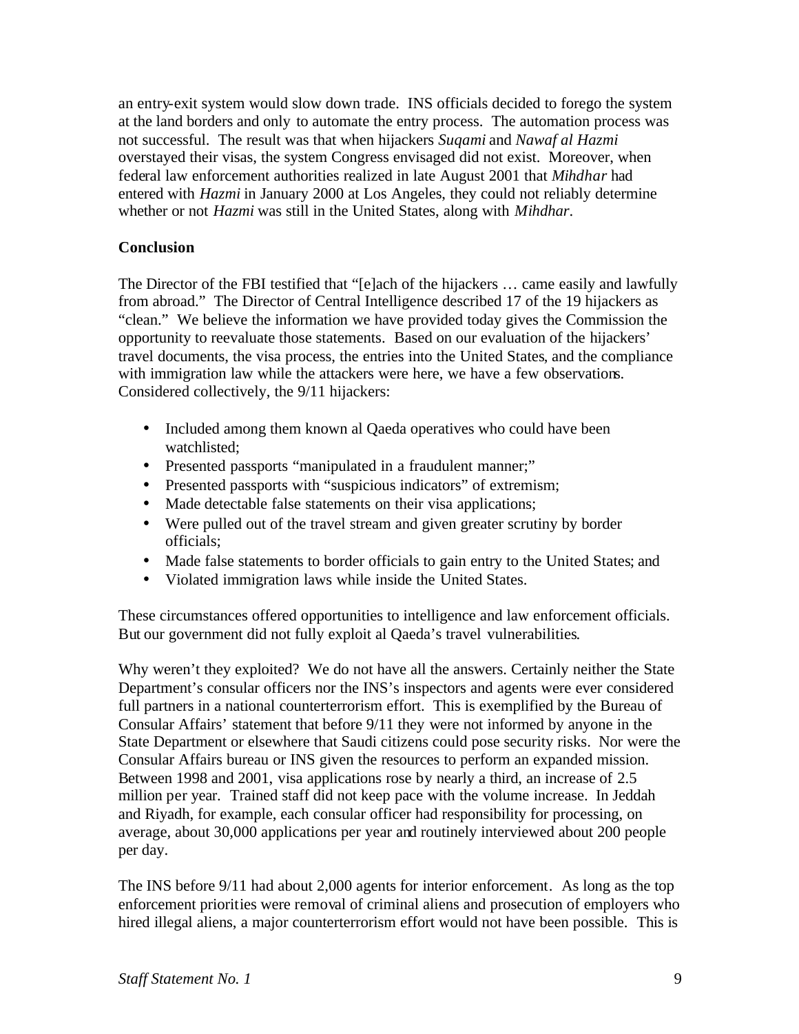an entry-exit system would slow down trade. INS officials decided to forego the system at the land borders and only to automate the entry process. The automation process was not successful. The result was that when hijackers *Suqami* and *Nawaf al Hazmi* overstayed their visas, the system Congress envisaged did not exist. Moreover, when federal law enforcement authorities realized in late August 2001 that *Mihdhar* had entered with *Hazmi* in January 2000 at Los Angeles, they could not reliably determine whether or not *Hazmi* was still in the United States, along with *Mihdhar*.

**Conclusion**

The Director of the FBI testified that "[e]ach of the hijackers … came easily and lawfully from abroad." The Director of Central Intelligence described 17 of the 19 hijackers as "clean." We believe the information we have provided today gives the Commission the opportunity to reevaluate those statements. Based on our evaluation of the hijackers' travel documents, the visa process, the entries into the United States, and the compliance with immigration law while the attackers were here, we have a few observations. Considered collectively, the 9/11 hijackers:

- Included among them known al Qaeda operatives who could have been watchlisted;
- Presented passports "manipulated in a fraudulent manner;"
- Presented passports with "suspicious indicators" of extremism;
- Made detectable false statements on their visa applications;
- Were pulled out of the travel stream and given greater scrutiny by border officials;
- Made false statements to border officials to gain entry to the United States; and
- Violated immigration laws while inside the United States.

These circumstances offered opportunities to intelligence and law enforcement officials. But our government did not fully exploit al Qaeda's travel vulnerabilities.

Why weren't they exploited? We do not have all the answers. Certainly neither the State Department's consular officers nor the INS's inspectors and agents were ever considered full partners in a national counterterrorism effort. This is exemplified by the Bureau of Consular Affairs' statement that before 9/11 they were not informed by anyone in the State Department or elsewhere that Saudi citizens could pose security risks. Nor were the Consular Affairs bureau or INS given the resources to perform an expanded mission. Between 1998 and 2001, visa applications rose by nearly a third, an increase of 2.5 million per year. Trained staff did not keep pace with the volume increase. In Jeddah and Riyadh, for example, each consular officer had responsibility for processing, on average, about 30,000 applications per year and routinely interviewed about 200 people per day.

The INS before 9/11 had about 2,000 agents for interior enforcement. As long as the top enforcement priorities were removal of criminal aliens and prosecution of employers who hired illegal aliens, a major counterterrorism effort would not have been possible. This is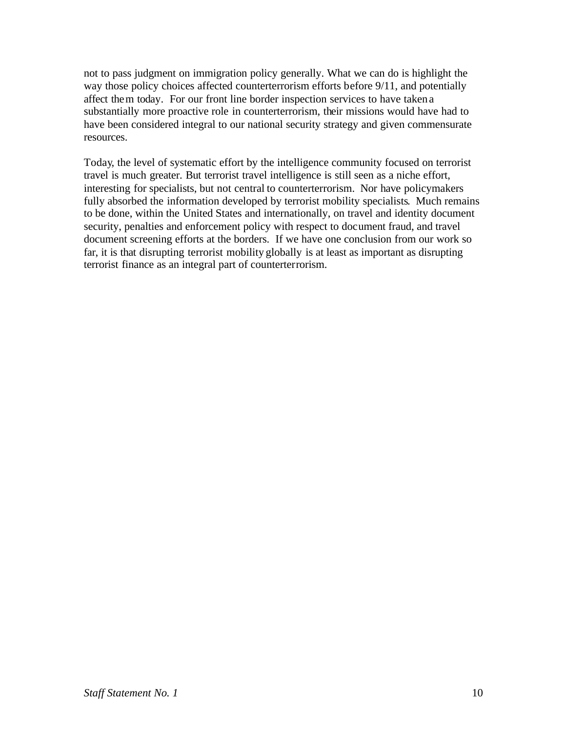not to pass judgment on immigration policy generally. What we can do is highlight the way those policy choices affected counterterrorism efforts before 9/11, and potentially affect them today. For our front line border inspection services to have taken a substantially more proactive role in counterterrorism, their missions would have had to have been considered integral to our national security strategy and given commensurate resources.

Today, the level of systematic effort by the intelligence community focused on terrorist travel is much greater. But terrorist travel intelligence is still seen as a niche effort, interesting for specialists, but not central to counterterrorism. Nor have policymakers fully absorbed the information developed by terrorist mobility specialists. Much remains to be done, within the United States and internationally, on travel and identity document security, penalties and enforcement policy with respect to document fraud, and travel document screening efforts at the borders. If we have one conclusion from our work so far, it is that disrupting terrorist mobility globally is at least as important as disrupting terrorist finance as an integral part of counterterrorism.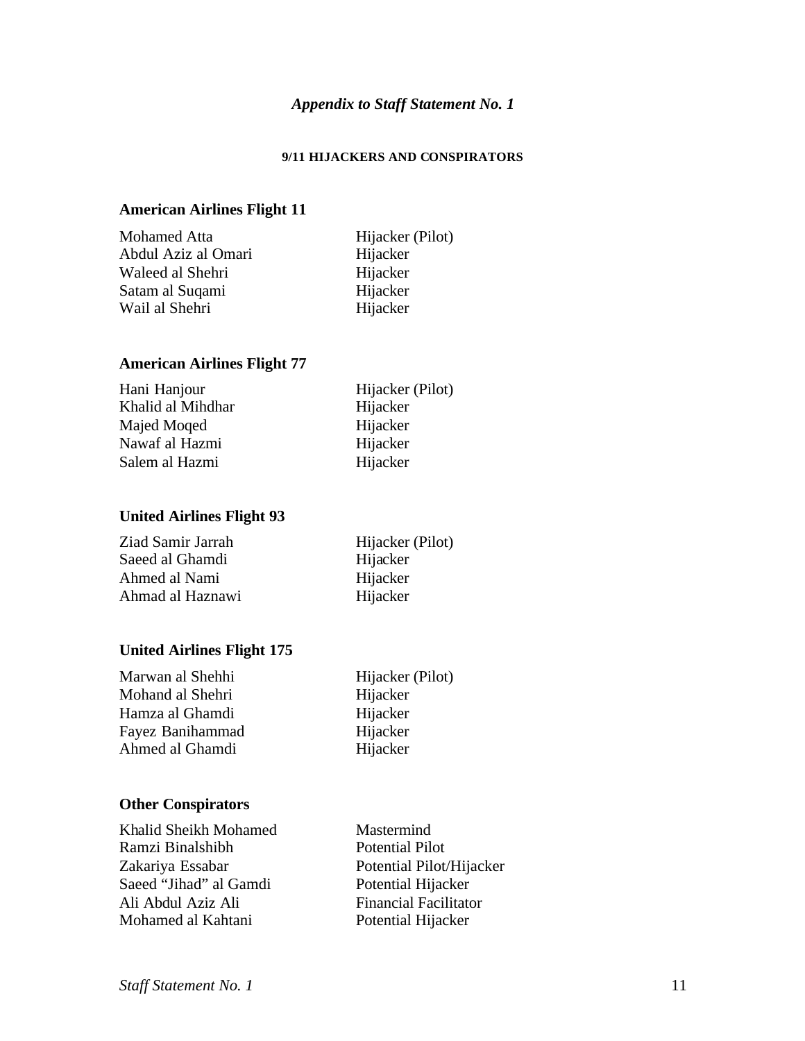## *Appendix to Staff Statement No. 1*

### 9/11 HIJACKERS AND CONSPIRATORS

**American Airlines Flight 11**

| | |
|---|---|
| Mohamed Atta | Hijacker (Pilot) |
| Abdul Aziz al Omari | Hijacker |
| Waleed al Shehri | Hijacker |
| Satam al Suqami | Hijacker |
| Wail al Shehri | Hijacker |

**American Airlines Flight 77**

| | |
|---|---|
| Hani Hanjour | Hijacker (Pilot) |
| Khalid al Mihdhar | Hijacker |
| Majed Moqed | Hijacker |
| Nawaf al Hazmi | Hijacker |
| Salem al Hazmi | Hijacker |

**United Airlines Flight 93**

| | |
|---|---|
| Ziad Samir Jarrah | Hijacker (Pilot) |
| Saeed al Ghamdi | Hijacker |
| Ahmed al Nami | Hijacker |
| Ahmad al Haznawi | Hijacker |

**United Airlines Flight 175**

| | |
|---|---|
| Marwan al Shehhi | Hijacker (Pilot) |
| Mohand al Shehri | Hijacker |
| Hamza al Ghamdi | Hijacker |
| Fayez Banihammad | Hijacker |
| Ahmed al Ghamdi | Hijacker |

**Other Conspirators**

| | |
|---|---|
| Khalid Sheikh Mohamed | Mastermind |
| Ramzi Binalshibh | Potential Pilot |
| Zakariya Essabar | Potential Pilot/Hijacker |
| Saeed "Jihad" al Gamdi | Potential Hijacker |
| Ali Abdul Aziz Ali | Financial Facilitator |
| Mohamed al Kahtani | Potential Hijacker |